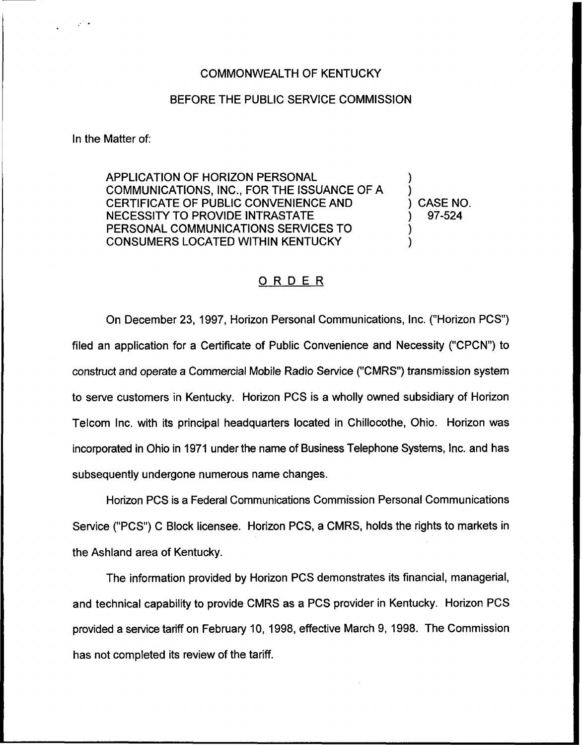COMMONWEALTH OF KENTUCKY

BEFORE THE PUBLIC SERVICE COMMISSION

In the Matter of:

APPLICATION OF HORIZON PERSONAL COMMUNICATIONS, INC., FOR THE ISSUANCE OF A CERTIFICATE OF PUBLIC CONVENIENCE AND NECESSITY TO PROVIDE INTRASTATE PERSONAL COMMUNICATIONS SERVICES TO CONSUMERS LOCATED WITHIN KENTUCKY

) CASE NO. 97-524

# ORDER

On December 23, 1997, Horizon Personal Communications, Inc. ("Horizon PCS") filed an application for a Certificate of Public Convenience and Necessity ("CPCN") to construct and operate a Commercial Mobile Radio Service ("CMRS") transmission system to serve customers in Kentucky. Horizon PCS is a wholly owned subsidiary of Horizon Telcom Inc. with its principal headquarters located in Chillocothe, Ohio. Horizon was incorporated in Ohio in 1971 under the name of Business Telephone Systems, Inc. and has subsequently undergone numerous name changes.

Horizon PCS is a Federal Communications Commission Personal Communications Service ("PCS") C Block licensee. Horizon PCS, a CMRS, holds the rights to markets in the Ashland area of Kentucky.

The information provided by Horizon PCS demonstrates its financial, managerial, and technical capability to provide CMRS as a PCS provider in Kentucky. Horizon PCS provided a service tariff on February 10, 1998, effective March 9, 1998. The Commission has not completed its review of the tariff.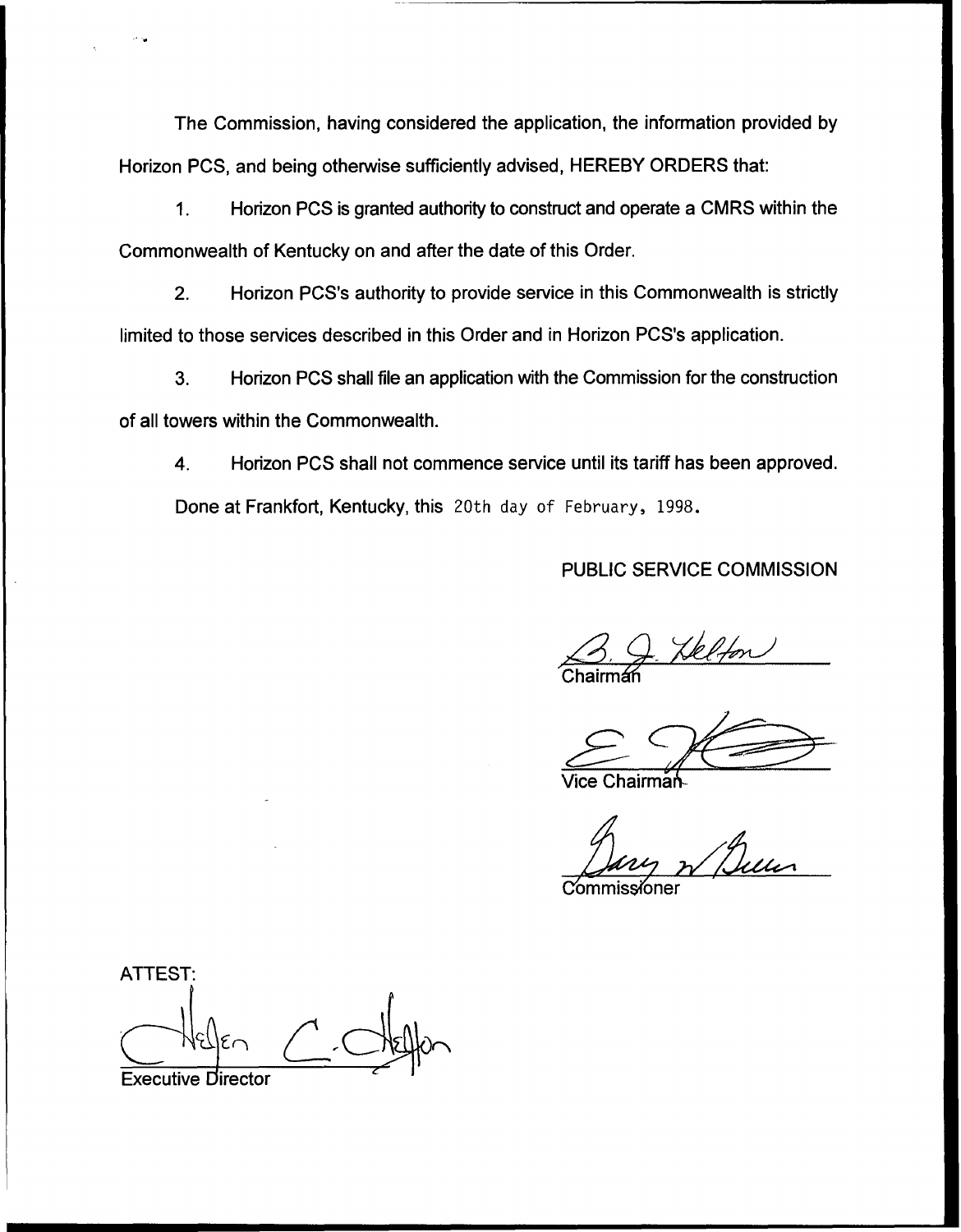The Commission, having considered the application, the information provided by Horizon PCS, and being otherwise sufficiently advised, HEREBY ORDERS that:

1. Horizon PCS is granted authority to construct and operate a CMRS within the Commonwealth of Kentucky on and after the date of this Order.

2. Horizon PCS's authority to provide service in this Commonwealth is strictly limited to those services described in this Order and in Horizon PCS's application.

3. Horizon PCS shall file an application with the Commission for the construction of all towers within the Commonwealth.

4. Horizon PCS shall not commence service until its tariff has been approved.

Done at Frankfort, Kentucky, this 20th day of February, 1998.

PUBLIC SERVICE COMMISSION

Chairman

Vice Chairman

Commissioner

ATTEST:

Executive Director